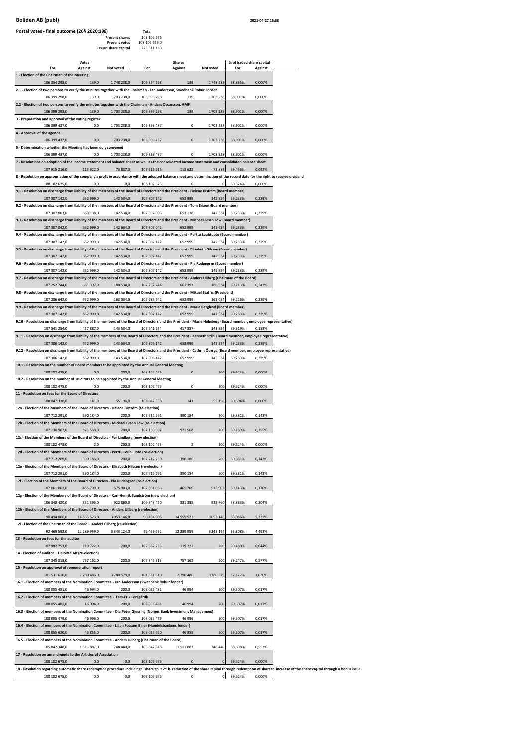# Boliden AB (publ)

2021-04-27 15:33

## Postal votes - final outcome (26§ 2020:198)

| | Total |
|---|---|
| Present shares | 108 102 675 |
| Present votes | 108 102 675,0 |
| Issued share capital | 273 511 169 |

| Votes | | | Shares | | | % of issued share capital | |
|---|---|---|---|---|---|---|---|
| For | Against | Not voted | For | Against | Not voted | For | Against |
| **1 - Election of the Chairman of the Meeting** | | | | | | | |
| 106 354 298,0 | 139,0 | 1 748 238,0 | 106 354 298 | 139 | 1 748 238 | 38,885% | 0,000% |
| **2.1 - Election of two persons to verify the minutes together with the Chairman - Jan Andersson, Swedbank Robur Fonder** | | | | | | | |
| 106 399 298,0 | 139,0 | 1 703 238,0 | 106 399 298 | 139 | 1 703 238 | 38,901% | 0,000% |
| **2.2 - Election of two persons to verify the minutes together with the Chairman - Anders Oscarsson, AMF** | | | | | | | |
| 106 399 298,0 | 139,0 | 1 703 238,0 | 106 399 298 | 139 | 1 703 238 | 38,901% | 0,000% |
| **3 - Preparation and approval of the voting register** | | | | | | | |
| 106 399 437,0 | 0,0 | 1 703 238,0 | 106 399 437 | 0 | 1 703 238 | 38,901% | 0,000% |
| **4 - Approval of the agenda** | | | | | | | |
| 106 399 437,0 | 0,0 | 1 703 238,0 | 106 399 437 | 0 | 1 703 238 | 38,901% | 0,000% |
| **5 - Determination whether the Meeting has been duly convened** | | | | | | | |
| 106 399 437,0 | 0,0 | 1 703 238,0 | 106 399 437 | 0 | 1 703 238 | 38,901% | 0,000% |
| **7 - Resolutions on adoption of the income statement and balance sheet as well as the consolidated income statement and consolidated balance sheet** | | | | | | | |
| 107 915 216,0 | 113 622,0 | 73 837,0 | 107 915 216 | 113 622 | 73 837 | 39,456% | 0,042% |
| **8 - Resolution on appropriation of the company's profit in accordance with the adopted balance sheet and determination of the record date for the right to receive dividend** | | | | | | | |
| 108 102 675,0 | 0,0 | 0,0 | 108 102 675 | 0 | 0 | 39,524% | 0,000% |
| **9.1 - Resolution on discharge from liability of the members of the Board of Directors and the President - Helene Biström (Board member)** | | | | | | | |
| 107 307 142,0 | 652 999,0 | 142 534,0 | 107 307 142 | 652 999 | 142 534 | 39,233% | 0,239% |
| **9.2 - Resolution on discharge from liability of the members of the Board of Directors and the President - Tom Erixon (Board member)** | | | | | | | |
| 107 307 003,0 | 653 138,0 | 142 534,0 | 107 307 003 | 653 138 | 142 534 | 39,233% | 0,239% |
| **9.3 - Resolution on discharge from liability of the members of the Board of Directors and the President - Michael G:son Löw (Board member)** | | | | | | | |
| 107 307 042,0 | 652 999,0 | 142 634,0 | 107 307 042 | 652 999 | 142 634 | 39,233% | 0,239% |
| **9.4 - Resolution on discharge from liability of the members of the Board of Directors and the President - Perttu Louhiluoto (Board member)** | | | | | | | |
| 107 307 142,0 | 652 999,0 | 142 534,0 | 107 307 142 | 652 999 | 142 534 | 39,233% | 0,239% |
| **9.5 - Resolution on discharge from liability of the members of the Board of Directors and the President - Elisabeth Nilsson (Board member)** | | | | | | | |
| 107 307 142,0 | 652 999,0 | 142 534,0 | 107 307 142 | 652 999 | 142 534 | 39,233% | 0,239% |
| **9.6 - Resolution on discharge from liability of the members of the Board of Directors and the President - Pia Rudengren (Board member)** | | | | | | | |
| 107 307 142,0 | 652 999,0 | 142 534,0 | 107 307 142 | 652 999 | 142 534 | 39,233% | 0,239% |
| **9.7 - Resolution on discharge from liability of the members of the Board of Directors and the President - Anders Ullberg (Chairman of the Board)** | | | | | | | |
| 107 252 744,0 | 661 397,0 | 188 534,0 | 107 252 744 | 661 397 | 188 534 | 39,213% | 0,242% |
| **9.8 - Resolution on discharge from liability of the members of the Board of Directors and the President - Mikael Staffas (President)** | | | | | | | |
| 107 286 642,0 | 652 999,0 | 163 034,0 | 107 286 642 | 652 999 | 163 034 | 39,226% | 0,239% |
| **9.9 - Resolution on discharge from liability of the members of the Board of Directors and the President - Marie Berglund (Board member)** | | | | | | | |
| 107 307 142,0 | 652 999,0 | 142 534,0 | 107 307 142 | 652 999 | 142 534 | 39,233% | 0,239% |
| **9.10 - Resolution on discharge from liability of the members of the Board of Directors and the President - Marie Holmberg (Board member, employee representative)** | | | | | | | |
| 107 541 254,0 | 417 887,0 | 143 534,0 | 107 541 254 | 417 887 | 143 534 | 39,319% | 0,153% |
| **9.11 - Resolution on discharge from liability of the members of the Board of Directors and the President - Kenneth Ståhl (Board member, employee representative)** | | | | | | | |
| 107 306 142,0 | 652 999,0 | 143 534,0 | 107 306 142 | 652 999 | 143 534 | 39,233% | 0,239% |
| **9.12 - Resolution on discharge from liability of the members of the Board of Directors and the President - Cathrin Öderyd (Board member, employee representative)** | | | | | | | |
| 107 306 142,0 | 652 999,0 | 143 534,0 | 107 306 142 | 652 999 | 143 534 | 39,233% | 0,239% |
| **10.1 - Resolution on the number of Board members to be appointed by the Annual General Meeting** | | | | | | | |
| 108 102 475,0 | 0,0 | 200,0 | 108 102 475 | 0 | 200 | 39,524% | 0,000% |
| **10.2 - Resolution on the number of auditors to be appointed by the Annual General Meeting** | | | | | | | |
| 108 102 475,0 | 0,0 | 200,0 | 108 102 475 | 0 | 200 | 39,524% | 0,000% |
| **11 - Resolution on fees for the Board of Directors** | | | | | | | |
| 108 047 338,0 | 141,0 | 55 196,0 | 108 047 338 | 141 | 55 196 | 39,504% | 0,000% |
| **12a - Election of the Members of the Board of Directors - Helene Biström (re-election)** | | | | | | | |
| 107 712 291,0 | 390 184,0 | 200,0 | 107 712 291 | 390 184 | 200 | 39,381% | 0,143% |
| **12b - Election of the Members of the Board of Directors - Michael G:son Löw (re-election)** | | | | | | | |
| 107 130 907,0 | 971 568,0 | 200,0 | 107 130 907 | 971 568 | 200 | 39,169% | 0,355% |
| **12c - Election of the Members of the Board of Directors - Per Lindberg (new election)** | | | | | | | |
| 108 102 473,0 | 2,0 | 200,0 | 108 102 473 | 2 | 200 | 39,524% | 0,000% |
| **12d - Election of the Members of the Board of Directors - Perttu Louhiluoto (re-election)** | | | | | | | |
| 107 712 289,0 | 390 186,0 | 200,0 | 107 712 289 | 390 186 | 200 | 39,381% | 0,143% |
| **12e - Election of the Members of the Board of Directors - Elisabeth Nilsson (re-election)** | | | | | | | |
| 107 712 291,0 | 390 184,0 | 200,0 | 107 712 291 | 390 184 | 200 | 39,381% | 0,143% |
| **12f - Election of the Members of the Board of Directors - Pia Rudengren (re-election)** | | | | | | | |
| 107 061 063,0 | 465 709,0 | 575 903,0 | 107 061 063 | 465 709 | 575 903 | 39,143% | 0,170% |
| **12g - Election of the Members of the Board of Directors - Karl-Henrik Sundström (new election)** | | | | | | | |
| 106 348 420,0 | 831 395,0 | 922 860,0 | 106 348 420 | 831 395 | 922 860 | 38,883% | 0,304% |
| **12h - Election of the Members of the Board of Directors - Anders Ullberg (re-election)** | | | | | | | |
| 90 494 006,0 | 14 555 523,0 | 3 053 146,0 | 90 494 006 | 14 555 523 | 3 053 146 | 33,086% | 5,322% |
| **12i - Election of the Chairman of the Board – Anders Ullberg (re-election)** | | | | | | | |
| 92 469 592,0 | 12 289 959,0 | 3 343 124,0 | 92 469 592 | 12 289 959 | 3 343 124 | 33,808% | 4,493% |
| **13 - Resolution on fees for the auditor** | | | | | | | |
| 107 982 753,0 | 119 722,0 | 200,0 | 107 982 753 | 119 722 | 200 | 39,480% | 0,044% |
| **14 - Election of auditor – Deloitte AB (re-election)** | | | | | | | |
| 107 345 313,0 | 757 162,0 | 200,0 | 107 345 313 | 757 162 | 200 | 39,247% | 0,277% |
| **15 - Resolution on approval of remuneration report** | | | | | | | |
| 101 531 610,0 | 2 790 486,0 | 3 780 579,0 | 101 531 610 | 2 790 486 | 3 780 579 | 37,122% | 1,020% |
| **16.1 - Election of members of the Nomination Committee - Jan Andersson (Swedbank Robur fonder)** | | | | | | | |
| 108 055 481,0 | 46 994,0 | 200,0 | 108 055 481 | 46 994 | 200 | 39,507% | 0,017% |
| **16.2 - Election of members of the Nomination Committee - Lars-Erik Forsgårdh** | | | | | | | |
| 108 055 481,0 | 46 994,0 | 200,0 | 108 055 481 | 46 994 | 200 | 39,507% | 0,017% |
| **16.3 - Election of members of the Nomination Committee - Ola Peter Gjessing (Norges Bank Investment Management)** | | | | | | | |
| 108 055 479,0 | 46 996,0 | 200,0 | 108 055 479 | 46 996 | 200 | 39,507% | 0,017% |
| **16.4 - Election of members of the Nomination Committee - Lilian Fossum Biner (Handelsbankens fonder)** | | | | | | | |
| 108 055 620,0 | 46 855,0 | 200,0 | 108 055 620 | 46 855 | 200 | 39,507% | 0,017% |
| **16.5 - Election of members of the Nomination Committee - Anders Ullberg (Chairman of the Board)** | | | | | | | |
| 105 842 348,0 | 1 511 887,0 | 748 440,0 | 105 842 348 | 1 511 887 | 748 440 | 38,698% | 0,553% |
| **17 - Resolution on amendments to the Articles of Association** | | | | | | | |
| 108 102 675,0 | 0,0 | 0,0 | 108 102 675 | 0 | 0 | 39,524% | 0,000% |
| **18 - Resolution regarding automatic share redemption procedure includinga. share split 2:1b. reduction of the share capital through redemption of sharesc. increase of the share capital through a bonus issue** | | | | | | | |
| 108 102 675,0 | 0,0 | 0,0 | 108 102 675 | 0 | 0 | 39,524% | 0,000% |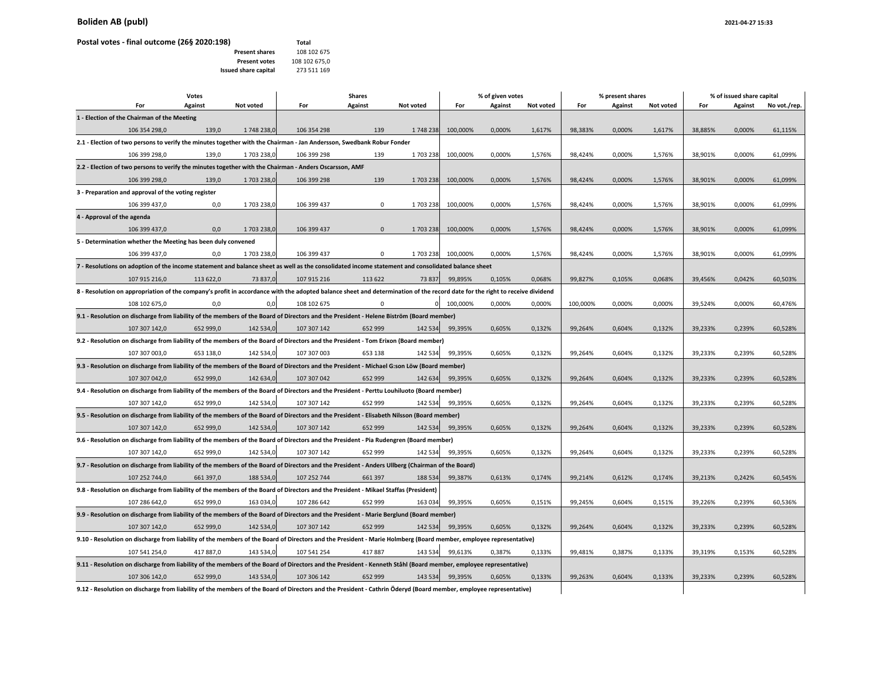## Boliden AB (publ)

2021-04-27 15:33

**Postal votes - final outcome (26§ 2020:198)**

| | Total |
|---|---|
| **Present shares** | 108 102 675 |
| **Present votes** | 108 102 675,0 |
| **Issued share capital** | 273 511 169 |

| Votes | | | Shares | | | % of given votes | | | % present shares | | | % of issued share capital | | |
|---|---|---|---|---|---|---|---|---|---|---|---|---|---|---|
| **For** | **Against** | **Not voted** | **For** | **Against** | **Not voted** | **For** | **Against** | **Not voted** | **For** | **Against** | **Not voted** | **For** | **Against** | **No vot./rep.** |
| **1 - Election of the Chairman of the Meeting** | | | | | | | | | | | | | | |
| 106 354 298,0 | 139,0 | 1 748 238,0 | 106 354 298 | 139 | 1 748 238 | 100,000% | 0,000% | 1,617% | 98,383% | 0,000% | 1,617% | 38,885% | 0,000% | 61,115% |
| **2.1 - Election of two persons to verify the minutes together with the Chairman - Jan Andersson, Swedbank Robur Fonder** | | | | | | | | | | | | | | |
| 106 399 298,0 | 139,0 | 1 703 238,0 | 106 399 298 | 139 | 1 703 238 | 100,000% | 0,000% | 1,576% | 98,424% | 0,000% | 1,576% | 38,901% | 0,000% | 61,099% |
| **2.2 - Election of two persons to verify the minutes together with the Chairman - Anders Oscarsson, AMF** | | | | | | | | | | | | | | |
| 106 399 298,0 | 139,0 | 1 703 238,0 | 106 399 298 | 139 | 1 703 238 | 100,000% | 0,000% | 1,576% | 98,424% | 0,000% | 1,576% | 38,901% | 0,000% | 61,099% |
| **3 - Preparation and approval of the voting register** | | | | | | | | | | | | | | |
| 106 399 437,0 | 0,0 | 1 703 238,0 | 106 399 437 | 0 | 1 703 238 | 100,000% | 0,000% | 1,576% | 98,424% | 0,000% | 1,576% | 38,901% | 0,000% | 61,099% |
| **4 - Approval of the agenda** | | | | | | | | | | | | | | |
| 106 399 437,0 | 0,0 | 1 703 238,0 | 106 399 437 | 0 | 1 703 238 | 100,000% | 0,000% | 1,576% | 98,424% | 0,000% | 1,576% | 38,901% | 0,000% | 61,099% |
| **5 - Determination whether the Meeting has been duly convened** | | | | | | | | | | | | | | |
| 106 399 437,0 | 0,0 | 1 703 238,0 | 106 399 437 | 0 | 1 703 238 | 100,000% | 0,000% | 1,576% | 98,424% | 0,000% | 1,576% | 38,901% | 0,000% | 61,099% |
| **7 - Resolutions on adoption of the income statement and balance sheet as well as the consolidated income statement and consolidated balance sheet** | | | | | | | | | | | | | | |
| 107 915 216,0 | 113 622,0 | 73 837,0 | 107 915 216 | 113 622 | 73 837 | 99,895% | 0,105% | 0,068% | 99,827% | 0,105% | 0,068% | 39,456% | 0,042% | 60,503% |
| **8 - Resolution on appropriation of the company's profit in accordance with the adopted balance sheet and determination of the record date for the right to receive dividend** | | | | | | | | | | | | | | |
| 108 102 675,0 | 0,0 | 0,0 | 108 102 675 | 0 | 0 | 100,000% | 0,000% | 0,000% | 100,000% | 0,000% | 0,000% | 39,524% | 0,000% | 60,476% |
| **9.1 - Resolution on discharge from liability of the members of the Board of Directors and the President - Helene Biström (Board member)** | | | | | | | | | | | | | | |
| 107 307 142,0 | 652 999,0 | 142 534,0 | 107 307 142 | 652 999 | 142 534 | 99,395% | 0,605% | 0,132% | 99,264% | 0,604% | 0,132% | 39,233% | 0,239% | 60,528% |
| **9.2 - Resolution on discharge from liability of the members of the Board of Directors and the President - Tom Erixon (Board member)** | | | | | | | | | | | | | | |
| 107 307 003,0 | 653 138,0 | 142 534,0 | 107 307 003 | 653 138 | 142 534 | 99,395% | 0,605% | 0,132% | 99,264% | 0,604% | 0,132% | 39,233% | 0,239% | 60,528% |
| **9.3 - Resolution on discharge from liability of the members of the Board of Directors and the President - Michael G:son Löw (Board member)** | | | | | | | | | | | | | | |
| 107 307 042,0 | 652 999,0 | 142 634,0 | 107 307 042 | 652 999 | 142 634 | 99,395% | 0,605% | 0,132% | 99,264% | 0,604% | 0,132% | 39,233% | 0,239% | 60,528% |
| **9.4 - Resolution on discharge from liability of the members of the Board of Directors and the President - Perttu Louhiluoto (Board member)** | | | | | | | | | | | | | | |
| 107 307 142,0 | 652 999,0 | 142 534,0 | 107 307 142 | 652 999 | 142 534 | 99,395% | 0,605% | 0,132% | 99,264% | 0,604% | 0,132% | 39,233% | 0,239% | 60,528% |
| **9.5 - Resolution on discharge from liability of the members of the Board of Directors and the President - Elisabeth Nilsson (Board member)** | | | | | | | | | | | | | | |
| 107 307 142,0 | 652 999,0 | 142 534,0 | 107 307 142 | 652 999 | 142 534 | 99,395% | 0,605% | 0,132% | 99,264% | 0,604% | 0,132% | 39,233% | 0,239% | 60,528% |
| **9.6 - Resolution on discharge from liability of the members of the Board of Directors and the President - Pia Rudengren (Board member)** | | | | | | | | | | | | | | |
| 107 307 142,0 | 652 999,0 | 142 534,0 | 107 307 142 | 652 999 | 142 534 | 99,395% | 0,605% | 0,132% | 99,264% | 0,604% | 0,132% | 39,233% | 0,239% | 60,528% |
| **9.7 - Resolution on discharge from liability of the members of the Board of Directors and the President - Anders Ullberg (Chairman of the Board)** | | | | | | | | | | | | | | |
| 107 252 744,0 | 661 397,0 | 188 534,0 | 107 252 744 | 661 397 | 188 534 | 99,387% | 0,613% | 0,174% | 99,214% | 0,612% | 0,174% | 39,213% | 0,242% | 60,545% |
| **9.8 - Resolution on discharge from liability of the members of the Board of Directors and the President - Mikael Staffas (President)** | | | | | | | | | | | | | | |
| 107 286 642,0 | 652 999,0 | 163 034,0 | 107 286 642 | 652 999 | 163 034 | 99,395% | 0,605% | 0,151% | 99,245% | 0,604% | 0,151% | 39,226% | 0,239% | 60,536% |
| **9.9 - Resolution on discharge from liability of the members of the Board of Directors and the President - Marie Berglund (Board member)** | | | | | | | | | | | | | | |
| 107 307 142,0 | 652 999,0 | 142 534,0 | 107 307 142 | 652 999 | 142 534 | 99,395% | 0,605% | 0,132% | 99,264% | 0,604% | 0,132% | 39,233% | 0,239% | 60,528% |
| **9.10 - Resolution on discharge from liability of the members of the Board of Directors and the President - Marie Holmberg (Board member, employee representative)** | | | | | | | | | | | | | | |
| 107 541 254,0 | 417 887,0 | 143 534,0 | 107 541 254 | 417 887 | 143 534 | 99,613% | 0,387% | 0,133% | 99,481% | 0,387% | 0,133% | 39,319% | 0,153% | 60,528% |
| **9.11 - Resolution on discharge from liability of the members of the Board of Directors and the President - Kenneth Ståhl (Board member, employee representative)** | | | | | | | | | | | | | | |
| 107 306 142,0 | 652 999,0 | 143 534,0 | 107 306 142 | 652 999 | 143 534 | 99,395% | 0,605% | 0,133% | 99,263% | 0,604% | 0,133% | 39,233% | 0,239% | 60,528% |
| **9.12 - Resolution on discharge from liability of the members of the Board of Directors and the President - Cathrin Öderyd (Board member, employee representative)** | | | | | | | | | | | | | | |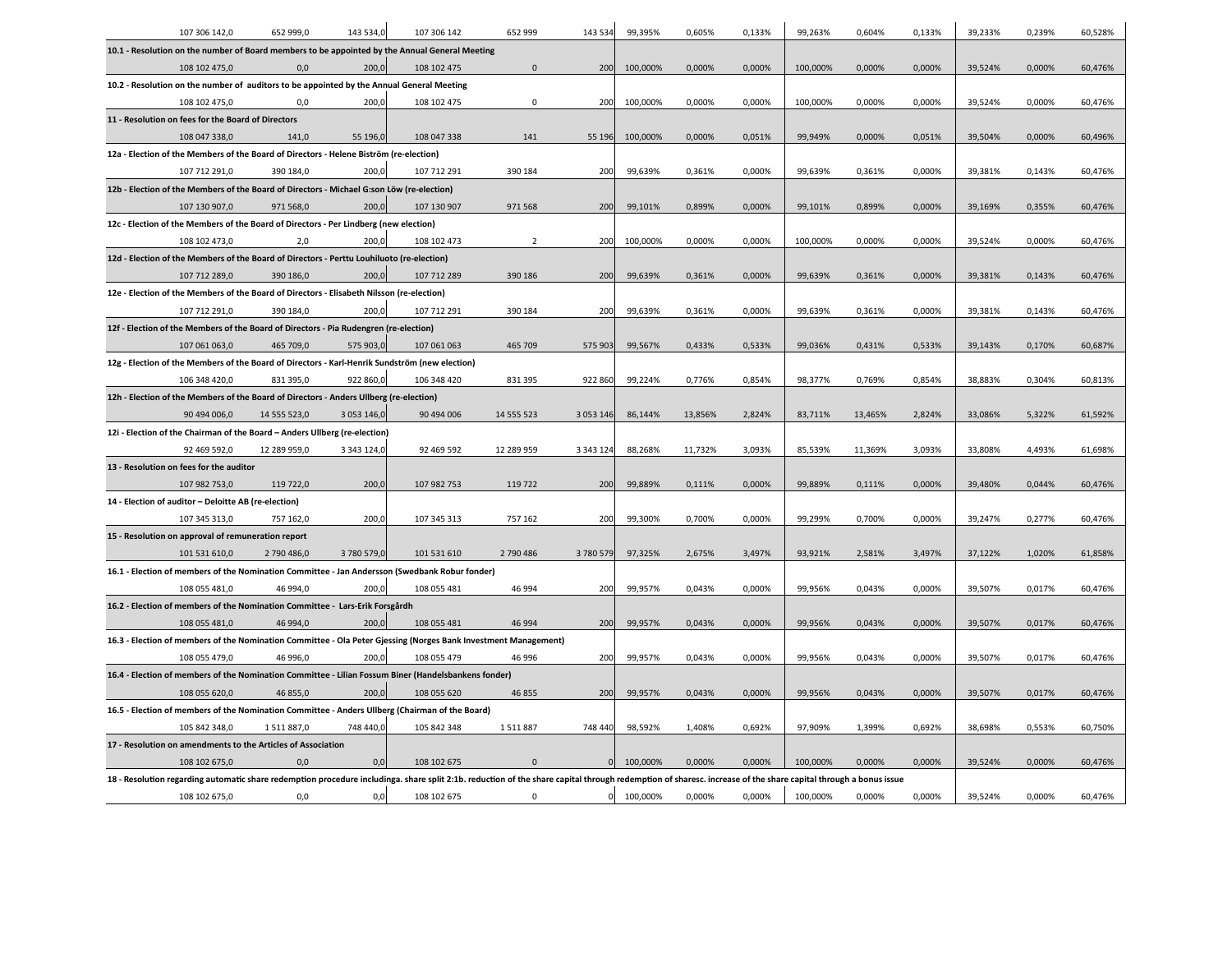| | | | | | | | | | | | | | | |
|---|---|---|---|---|---|---|---|---|---|---|---|---|---|---|
| 107 306 142,0 | 652 999,0 | 143 534,0 | 107 306 142 | 652 999 | 143 534 | 99,395% | 0,605% | 0,133% | 99,263% | 0,604% | 0,133% | 39,233% | 0,239% | 60,528% |
| **10.1 - Resolution on the number of Board members to be appointed by the Annual General Meeting** | | | | | | | | | | | | | | |
| 108 102 475,0 | 0,0 | 200,0 | 108 102 475 | 0 | 200 | 100,000% | 0,000% | 0,000% | 100,000% | 0,000% | 0,000% | 39,524% | 0,000% | 60,476% |
| **10.2 - Resolution on the number of auditors to be appointed by the Annual General Meeting** | | | | | | | | | | | | | | |
| 108 102 475,0 | 0,0 | 200,0 | 108 102 475 | 0 | 200 | 100,000% | 0,000% | 0,000% | 100,000% | 0,000% | 0,000% | 39,524% | 0,000% | 60,476% |
| **11 - Resolution on fees for the Board of Directors** | | | | | | | | | | | | | | |
| 108 047 338,0 | 141,0 | 55 196,0 | 108 047 338 | 141 | 55 196 | 100,000% | 0,000% | 0,051% | 99,949% | 0,000% | 0,051% | 39,504% | 0,000% | 60,496% |
| **12a - Election of the Members of the Board of Directors - Helene Biström (re-election)** | | | | | | | | | | | | | | |
| 107 712 291,0 | 390 184,0 | 200,0 | 107 712 291 | 390 184 | 200 | 99,639% | 0,361% | 0,000% | 99,639% | 0,361% | 0,000% | 39,381% | 0,143% | 60,476% |
| **12b - Election of the Members of the Board of Directors - Michael G:son Löw (re-election)** | | | | | | | | | | | | | | |
| 107 130 907,0 | 971 568,0 | 200,0 | 107 130 907 | 971 568 | 200 | 99,101% | 0,899% | 0,000% | 99,101% | 0,899% | 0,000% | 39,169% | 0,355% | 60,476% |
| **12c - Election of the Members of the Board of Directors - Per Lindberg (new election)** | | | | | | | | | | | | | | |
| 108 102 473,0 | 2,0 | 200,0 | 108 102 473 | 2 | 200 | 100,000% | 0,000% | 0,000% | 100,000% | 0,000% | 0,000% | 39,524% | 0,000% | 60,476% |
| **12d - Election of the Members of the Board of Directors - Perttu Louhiluoto (re-election)** | | | | | | | | | | | | | | |
| 107 712 289,0 | 390 186,0 | 200,0 | 107 712 289 | 390 186 | 200 | 99,639% | 0,361% | 0,000% | 99,639% | 0,361% | 0,000% | 39,381% | 0,143% | 60,476% |
| **12e - Election of the Members of the Board of Directors - Elisabeth Nilsson (re-election)** | | | | | | | | | | | | | | |
| 107 712 291,0 | 390 184,0 | 200,0 | 107 712 291 | 390 184 | 200 | 99,639% | 0,361% | 0,000% | 99,639% | 0,361% | 0,000% | 39,381% | 0,143% | 60,476% |
| **12f - Election of the Members of the Board of Directors - Pia Rudengren (re-election)** | | | | | | | | | | | | | | |
| 107 061 063,0 | 465 709,0 | 575 903,0 | 107 061 063 | 465 709 | 575 903 | 99,567% | 0,433% | 0,533% | 99,036% | 0,431% | 0,533% | 39,143% | 0,170% | 60,687% |
| **12g - Election of the Members of the Board of Directors - Karl-Henrik Sundström (new election)** | | | | | | | | | | | | | | |
| 106 348 420,0 | 831 395,0 | 922 860,0 | 106 348 420 | 831 395 | 922 860 | 99,224% | 0,776% | 0,854% | 98,377% | 0,769% | 0,854% | 38,883% | 0,304% | 60,813% |
| **12h - Election of the Members of the Board of Directors - Anders Ullberg (re-election)** | | | | | | | | | | | | | | |
| 90 494 006,0 | 14 555 523,0 | 3 053 146,0 | 90 494 006 | 14 555 523 | 3 053 146 | 86,144% | 13,856% | 2,824% | 83,711% | 13,465% | 2,824% | 33,086% | 5,322% | 61,592% |
| **12i - Election of the Chairman of the Board – Anders Ullberg (re-election)** | | | | | | | | | | | | | | |
| 92 469 592,0 | 12 289 959,0 | 3 343 124,0 | 92 469 592 | 12 289 959 | 3 343 124 | 88,268% | 11,732% | 3,093% | 85,539% | 11,369% | 3,093% | 33,808% | 4,493% | 61,698% |
| **13 - Resolution on fees for the auditor** | | | | | | | | | | | | | | |
| 107 982 753,0 | 119 722,0 | 200,0 | 107 982 753 | 119 722 | 200 | 99,889% | 0,111% | 0,000% | 99,889% | 0,111% | 0,000% | 39,480% | 0,044% | 60,476% |
| **14 - Election of auditor – Deloitte AB (re-election)** | | | | | | | | | | | | | | |
| 107 345 313,0 | 757 162,0 | 200,0 | 107 345 313 | 757 162 | 200 | 99,300% | 0,700% | 0,000% | 99,299% | 0,700% | 0,000% | 39,247% | 0,277% | 60,476% |
| **15 - Resolution on approval of remuneration report** | | | | | | | | | | | | | | |
| 101 531 610,0 | 2 790 486,0 | 3 780 579,0 | 101 531 610 | 2 790 486 | 3 780 579 | 97,325% | 2,675% | 3,497% | 93,921% | 2,581% | 3,497% | 37,122% | 1,020% | 61,858% |
| **16.1 - Election of members of the Nomination Committee - Jan Andersson (Swedbank Robur fonder)** | | | | | | | | | | | | | | |
| 108 055 481,0 | 46 994,0 | 200,0 | 108 055 481 | 46 994 | 200 | 99,957% | 0,043% | 0,000% | 99,956% | 0,043% | 0,000% | 39,507% | 0,017% | 60,476% |
| **16.2 - Election of members of the Nomination Committee - Lars-Erik Forsgårdh** | | | | | | | | | | | | | | |
| 108 055 481,0 | 46 994,0 | 200,0 | 108 055 481 | 46 994 | 200 | 99,957% | 0,043% | 0,000% | 99,956% | 0,043% | 0,000% | 39,507% | 0,017% | 60,476% |
| **16.3 - Election of members of the Nomination Committee - Ola Peter Gjessing (Norges Bank Investment Management)** | | | | | | | | | | | | | | |
| 108 055 479,0 | 46 996,0 | 200,0 | 108 055 479 | 46 996 | 200 | 99,957% | 0,043% | 0,000% | 99,956% | 0,043% | 0,000% | 39,507% | 0,017% | 60,476% |
| **16.4 - Election of members of the Nomination Committee - Lilian Fossum Biner (Handelsbankens fonder)** | | | | | | | | | | | | | | |
| 108 055 620,0 | 46 855,0 | 200,0 | 108 055 620 | 46 855 | 200 | 99,957% | 0,043% | 0,000% | 99,956% | 0,043% | 0,000% | 39,507% | 0,017% | 60,476% |
| **16.5 - Election of members of the Nomination Committee - Anders Ullberg (Chairman of the Board)** | | | | | | | | | | | | | | |
| 105 842 348,0 | 1 511 887,0 | 748 440,0 | 105 842 348 | 1 511 887 | 748 440 | 98,592% | 1,408% | 0,692% | 97,909% | 1,399% | 0,692% | 38,698% | 0,553% | 60,750% |
| **17 - Resolution on amendments to the Articles of Association** | | | | | | | | | | | | | | |
| 108 102 675,0 | 0,0 | 0,0 | 108 102 675 | 0 | 0 | 100,000% | 0,000% | 0,000% | 100,000% | 0,000% | 0,000% | 39,524% | 0,000% | 60,476% |
| **18 - Resolution regarding automatic share redemption procedure includinga. share split 2:1b. reduction of the share capital through redemption of sharesc. increase of the share capital through a bonus issue** | | | | | | | | | | | | | | |
| 108 102 675,0 | 0,0 | 0,0 | 108 102 675 | 0 | 0 | 100,000% | 0,000% | 0,000% | 100,000% | 0,000% | 0,000% | 39,524% | 0,000% | 60,476% |